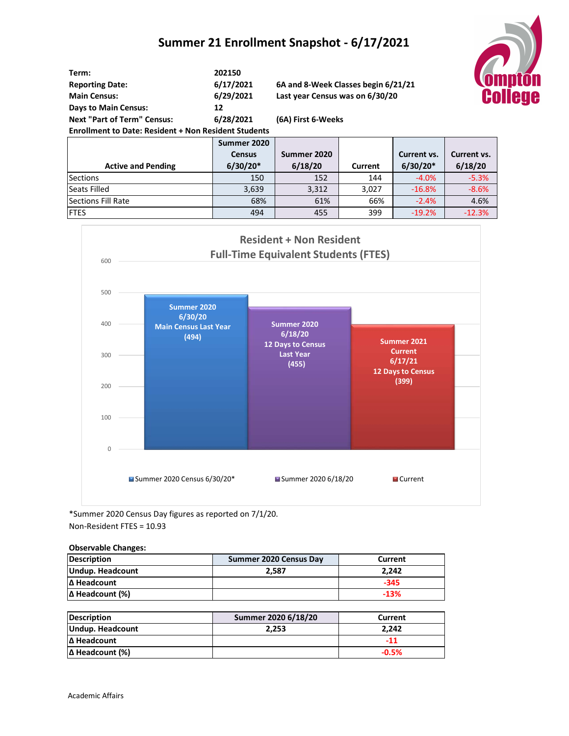# Summer 21 Enrollment Snapshot - 6/17/2021

| | | |
|---|---|---|
| **Term:** | **202150** | |
| **Reporting Date:** | **6/17/2021** | **6A and 8-Week Classes begin 6/21/21** |
| **Main Census:** | **6/29/2021** | **Last year Census was on 6/30/20** |
| **Days to Main Census:** | **12** | |
| **Next "Part of Term" Census:** | **6/28/2021** | **(6A) First 6-Weeks** |

**Enrollment to Date: Resident + Non Resident Students**

| Active and Pending | Summer 2020 Census 6/30/20* | Summer 2020 6/18/20 | Current | Current vs. 6/30/20* | Current vs. 6/18/20 |
|---|---|---|---|---|---|
| Sections | 150 | 152 | 144 | -4.0% | -5.3% |
| Seats Filled | 3,639 | 3,312 | 3,027 | -16.8% | -8.6% |
| Sections Fill Rate | 68% | 61% | 66% | -2.4% | 4.6% |
| FTES | 494 | 455 | 399 | -19.2% | -12.3% |

**Resident + Non Resident Full-Time Equivalent Students (FTES)**

| | FTES |
|---|---|
| Summer 2020 6/30/20 Main Census Last Year | 494 |
| Summer 2020 6/18/20 12 Days to Census Last Year | 455 |
| Summer 2021 Current 6/17/21 12 Days to Census | 399 |

*Summer 2020 Census Day figures as reported on 7/1/20.

Non-Resident FTES = 10.93

**Observable Changes:**

| Description | Summer 2020 Census Day | Current |
|---|---|---|
| Undup. Headcount | 2,587 | 2,242 |
| Δ Headcount | | -345 |
| Δ Headcount (%) | | -13% |

| Description | Summer 2020 6/18/20 | Current |
|---|---|---|
| Undup. Headcount | 2,253 | 2,242 |
| Δ Headcount | | -11 |
| Δ Headcount (%) | | -0.5% |

Academic Affairs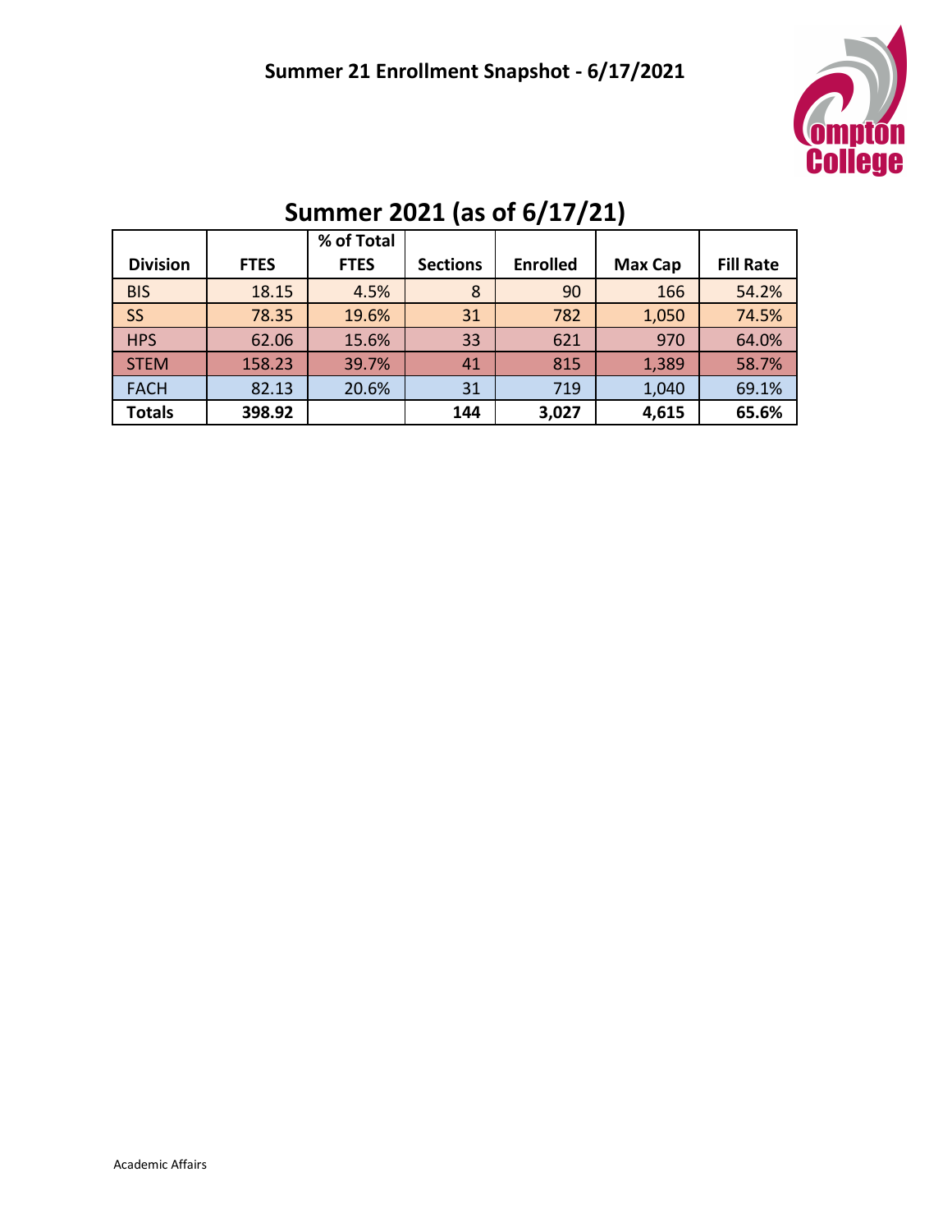# Summer 21 Enrollment Snapshot - 6/17/2021

## Summer 2021 (as of 6/17/21)

| Division | FTES | % of Total FTES | Sections | Enrolled | Max Cap | Fill Rate |
|---|---|---|---|---|---|---|
| BIS | 18.15 | 4.5% | 8 | 90 | 166 | 54.2% |
| SS | 78.35 | 19.6% | 31 | 782 | 1,050 | 74.5% |
| HPS | 62.06 | 15.6% | 33 | 621 | 970 | 64.0% |
| STEM | 158.23 | 39.7% | 41 | 815 | 1,389 | 58.7% |
| FACH | 82.13 | 20.6% | 31 | 719 | 1,040 | 69.1% |
| **Totals** | **398.92** | | **144** | **3,027** | **4,615** | **65.6%** |

Academic Affairs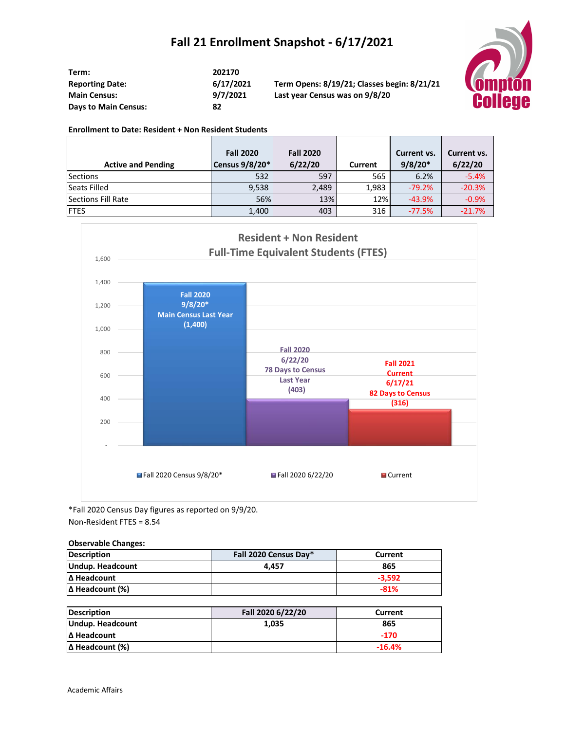# Fall 21 Enrollment Snapshot - 6/17/2021

| | | |
|---|---|---|
| **Term:** | **202170** | |
| **Reporting Date:** | **6/17/2021** | **Term Opens: 8/19/21; Classes begin: 8/21/21** |
| **Main Census:** | **9/7/2021** | **Last year Census was on 9/8/20** |
| **Days to Main Census:** | **82** | |

**Enrollment to Date: Resident + Non Resident Students**

| Active and Pending | Fall 2020 Census 9/8/20* | Fall 2020 6/22/20 | Current | Current vs. 9/8/20* | Current vs. 6/22/20 |
|---|---|---|---|---|---|
| Sections | 532 | 597 | 565 | 6.2% | -5.4% |
| Seats Filled | 9,538 | 2,489 | 1,983 | -79.2% | -20.3% |
| Sections Fill Rate | 56% | 13% | 12% | -43.9% | -0.9% |
| FTES | 1,400 | 403 | 316 | -77.5% | -21.7% |

**Resident + Non Resident Full-Time Equivalent Students (FTES)**

| | Fall 2020 Census 9/8/20* | Fall 2020 6/22/20 | Current |
|---|---|---|---|
| Label | Fall 2020 9/8/20* Main Census Last Year | Fall 2020 6/22/20 78 Days to Census Last Year | Fall 2021 Current 6/17/21 82 Days to Census |
| FTES | 1,400 | 403 | 316 |

*Fall 2020 Census Day figures as reported on 9/9/20.

Non-Resident FTES = 8.54

**Observable Changes:**

| Description | Fall 2020 Census Day* | Current |
|---|---|---|
| **Undup. Headcount** | 4,457 | 865 |
| **Δ Headcount** | | -3,592 |
| **Δ Headcount (%)** | | -81% |

| Description | Fall 2020 6/22/20 | Current |
|---|---|---|
| **Undup. Headcount** | 1,035 | 865 |
| **Δ Headcount** | | -170 |
| **Δ Headcount (%)** | | -16.4% |

Academic Affairs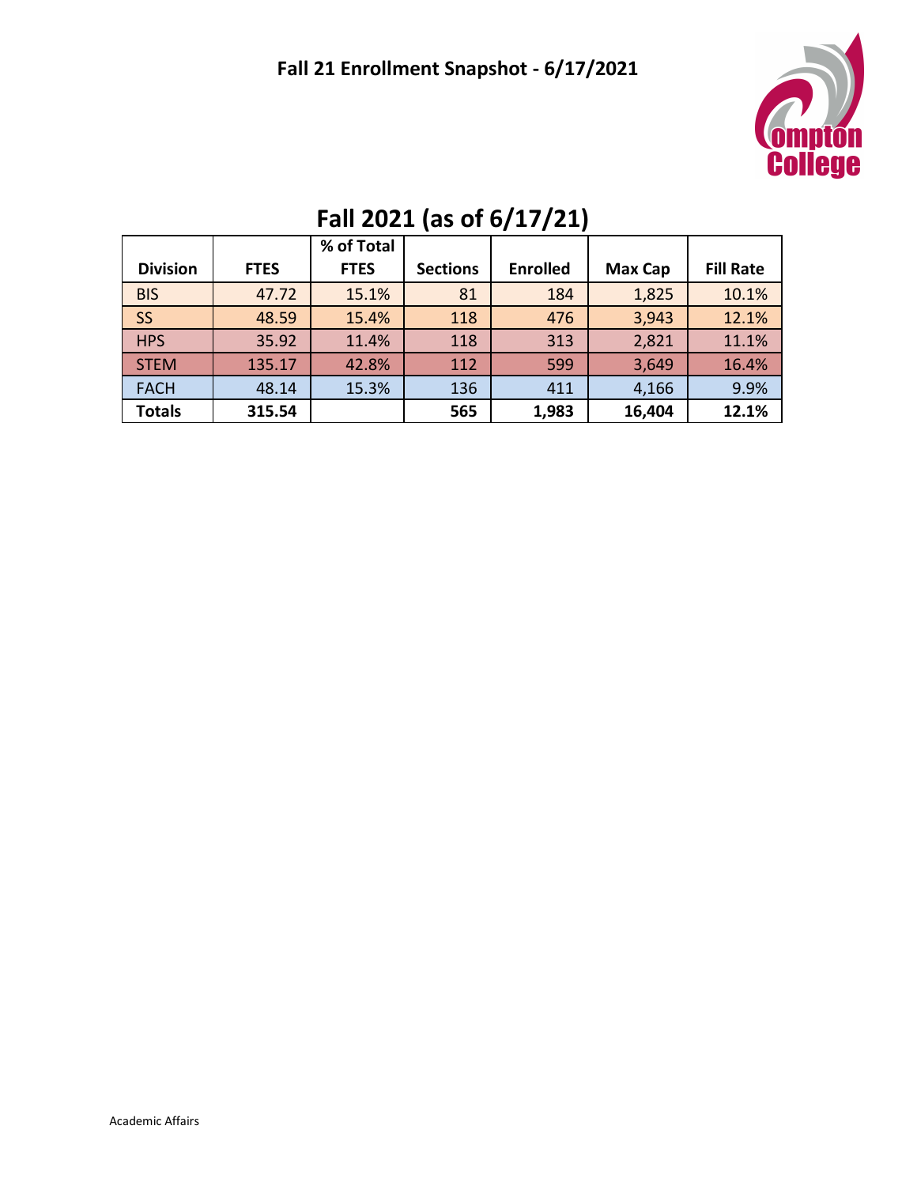# Fall 21 Enrollment Snapshot - 6/17/2021

## Fall 2021 (as of 6/17/21)

| Division | FTES | % of Total FTES | Sections | Enrolled | Max Cap | Fill Rate |
|---|---|---|---|---|---|---|
| BIS | 47.72 | 15.1% | 81 | 184 | 1,825 | 10.1% |
| SS | 48.59 | 15.4% | 118 | 476 | 3,943 | 12.1% |
| HPS | 35.92 | 11.4% | 118 | 313 | 2,821 | 11.1% |
| STEM | 135.17 | 42.8% | 112 | 599 | 3,649 | 16.4% |
| FACH | 48.14 | 15.3% | 136 | 411 | 4,166 | 9.9% |
| **Totals** | **315.54** | | **565** | **1,983** | **16,404** | **12.1%** |

Academic Affairs